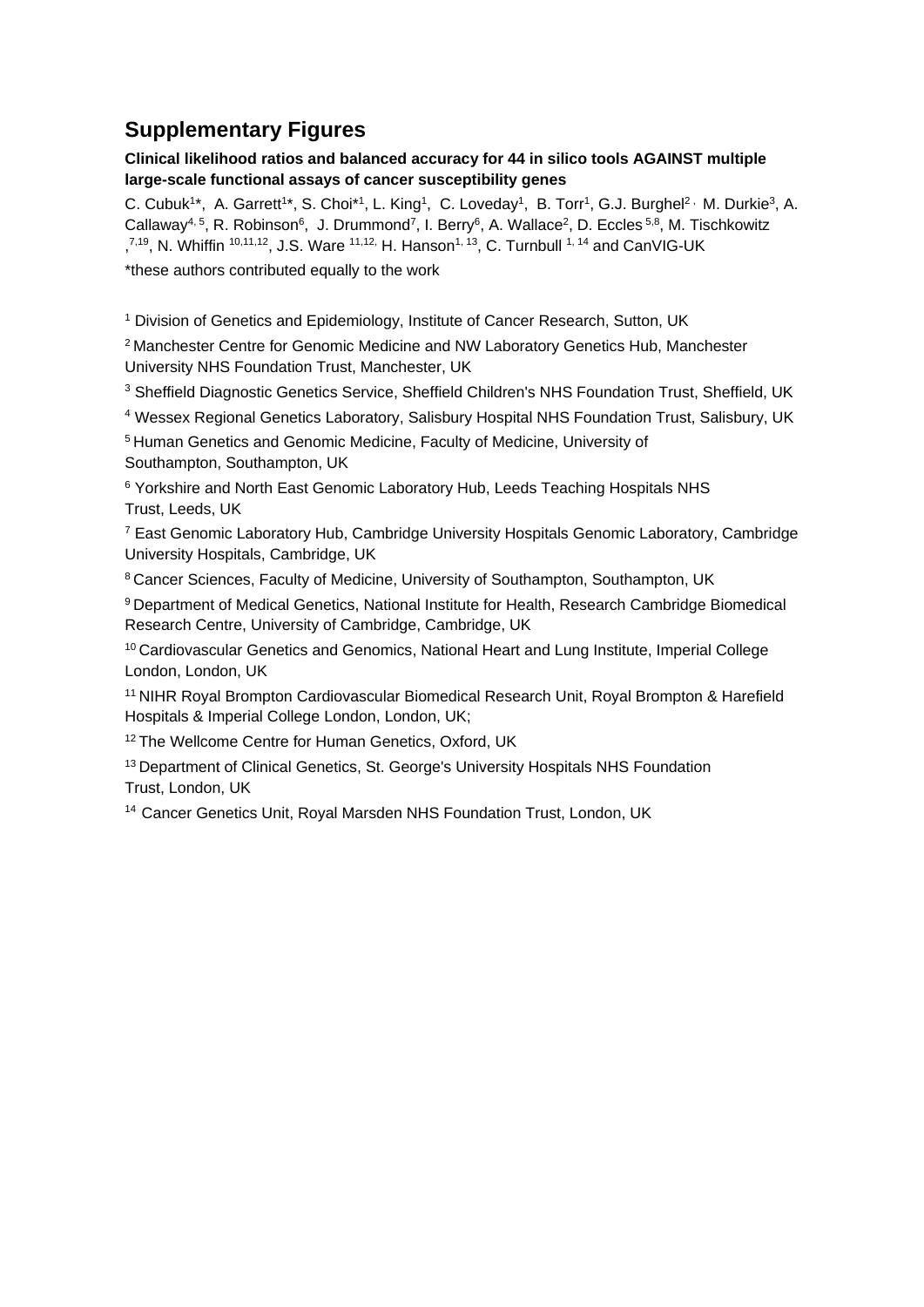# Supplementary Figures

**Clinical likelihood ratios and balanced accuracy for 44 in silico tools AGAINST multiple large-scale functional assays of cancer susceptibility genes**

C. Cubuk[1]\*, A. Garrett[1]\*, S. Choi\*[1], L. King[1], C. Loveday[1], B. Torr[1], G.J. Burghel[2], M. Durkie[3], A. Callaway[4, 5], R. Robinson[6], J. Drummond[7], I. Berry[6], A. Wallace[2], D. Eccles[5,8], M. Tischkowitz [7,19], N. Whiffin [10,11,12], J.S. Ware [11,12], H. Hanson[1, 13], C. Turnbull [1, 14] and CanVIG-UK

\*these authors contributed equally to the work

[1] Division of Genetics and Epidemiology, Institute of Cancer Research, Sutton, UK

[2] Manchester Centre for Genomic Medicine and NW Laboratory Genetics Hub, Manchester University NHS Foundation Trust, Manchester, UK

[3] Sheffield Diagnostic Genetics Service, Sheffield Children's NHS Foundation Trust, Sheffield, UK

[4] Wessex Regional Genetics Laboratory, Salisbury Hospital NHS Foundation Trust, Salisbury, UK

[5] Human Genetics and Genomic Medicine, Faculty of Medicine, University of Southampton, Southampton, UK

[6] Yorkshire and North East Genomic Laboratory Hub, Leeds Teaching Hospitals NHS Trust, Leeds, UK

[7] East Genomic Laboratory Hub, Cambridge University Hospitals Genomic Laboratory, Cambridge University Hospitals, Cambridge, UK

[8] Cancer Sciences, Faculty of Medicine, University of Southampton, Southampton, UK

[9] Department of Medical Genetics, National Institute for Health, Research Cambridge Biomedical Research Centre, University of Cambridge, Cambridge, UK

[10] Cardiovascular Genetics and Genomics, National Heart and Lung Institute, Imperial College London, London, UK

[11] NIHR Royal Brompton Cardiovascular Biomedical Research Unit, Royal Brompton & Harefield Hospitals & Imperial College London, London, UK;

[12] The Wellcome Centre for Human Genetics, Oxford, UK

[13] Department of Clinical Genetics, St. George's University Hospitals NHS Foundation Trust, London, UK

[14] Cancer Genetics Unit, Royal Marsden NHS Foundation Trust, London, UK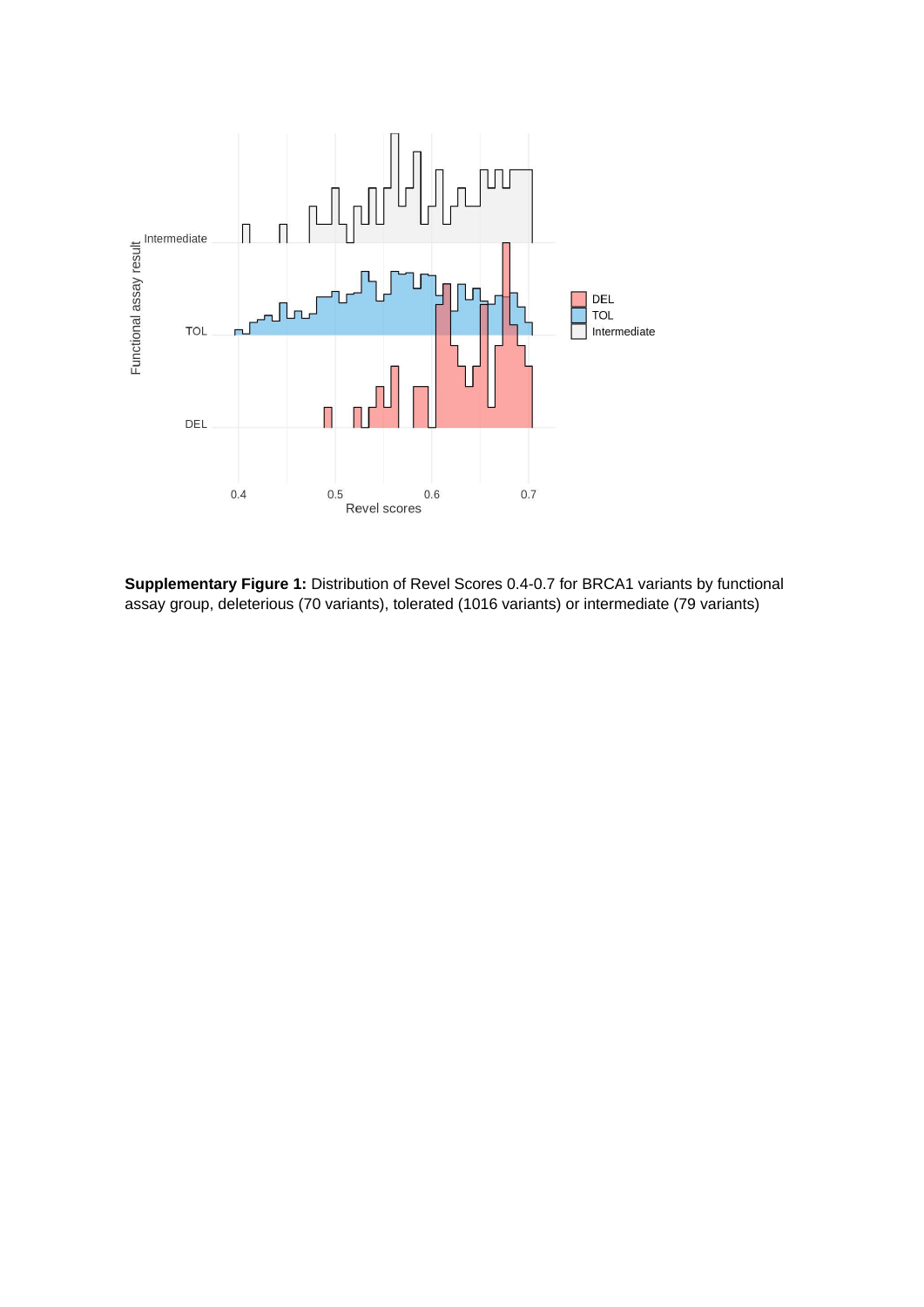**Supplementary Figure 1:** Distribution of Revel Scores 0.4-0.7 for BRCA1 variants by functional assay group, deleterious (70 variants), tolerated (1016 variants) or intermediate (79 variants)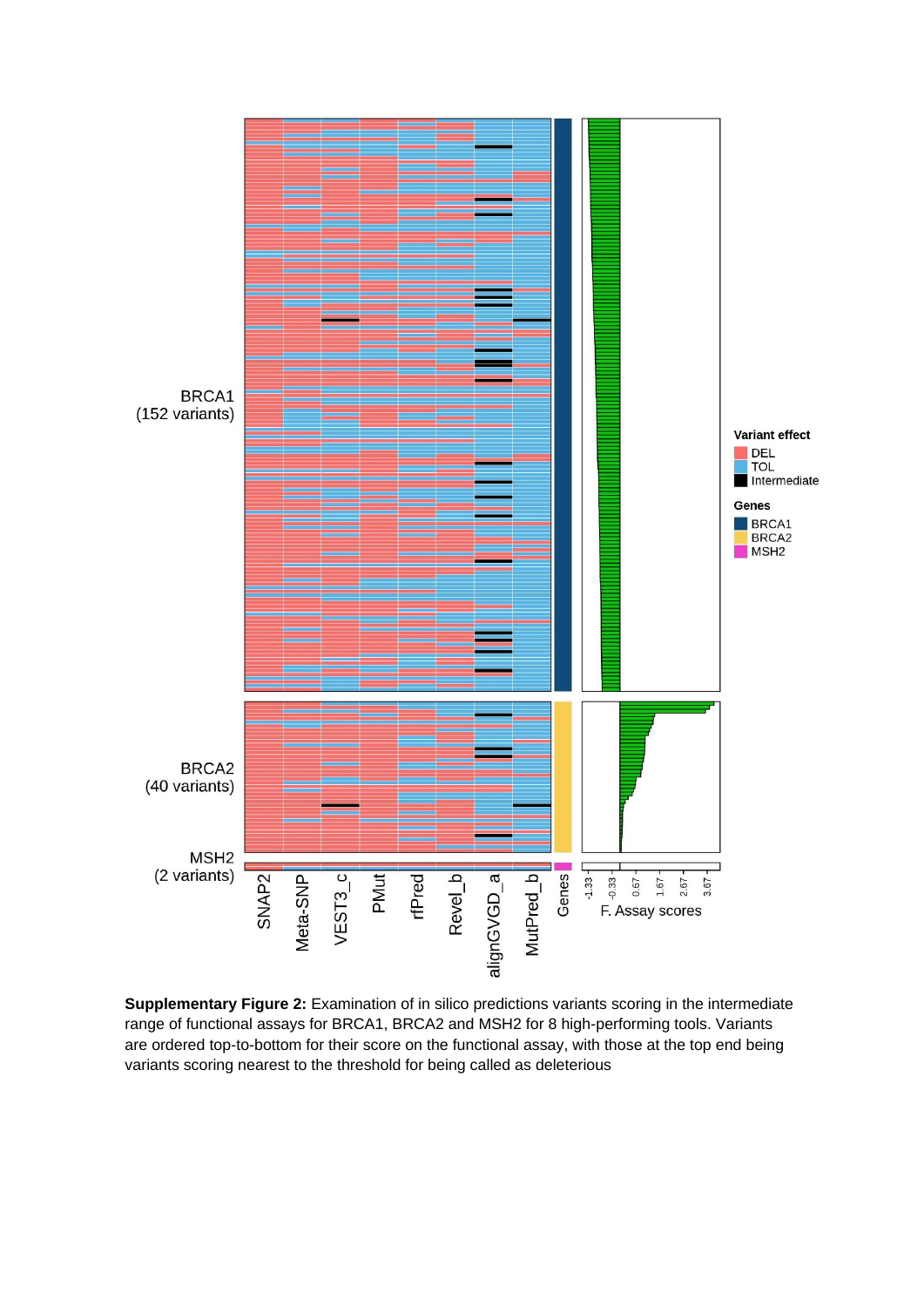**Supplementary Figure 2:** Examination of in silico predictions variants scoring in the intermediate range of functional assays for BRCA1, BRCA2 and MSH2 for 8 high-performing tools. Variants are ordered top-to-bottom for their score on the functional assay, with those at the top end being variants scoring nearest to the threshold for being called as deleterious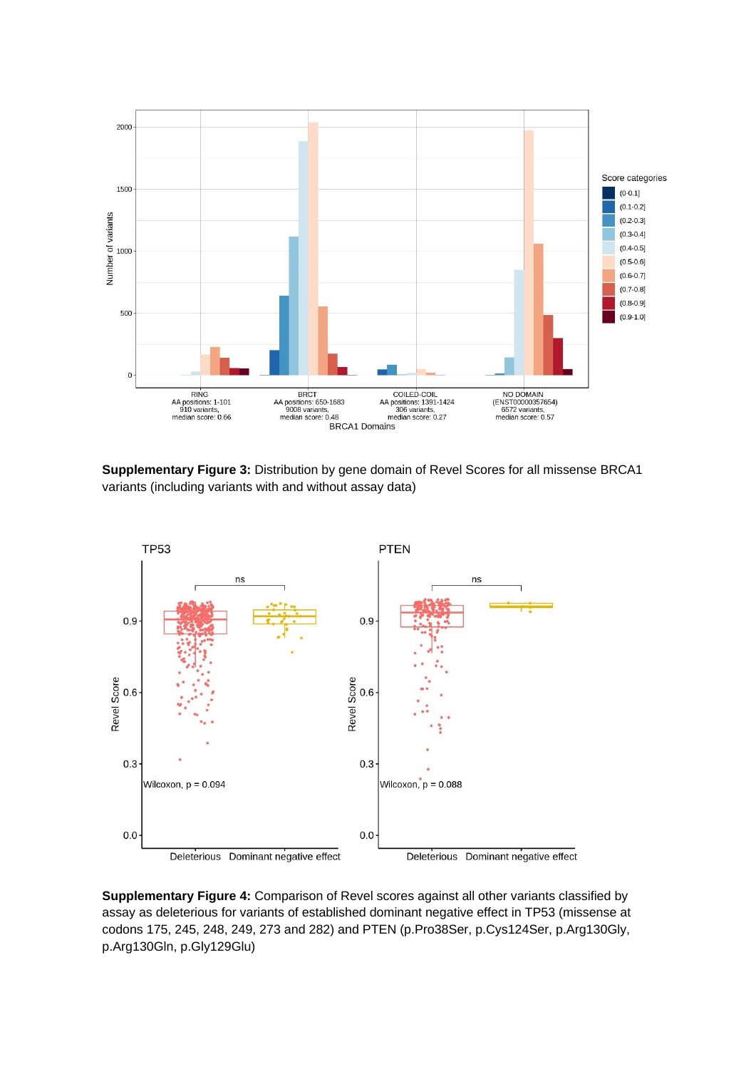**Supplementary Figure 3:** Distribution by gene domain of Revel Scores for all missense BRCA1 variants (including variants with and without assay data)

**Supplementary Figure 4:** Comparison of Revel scores against all other variants classified by assay as deleterious for variants of established dominant negative effect in TP53 (missense at codons 175, 245, 248, 249, 273 and 282) and PTEN (p.Pro38Ser, p.Cys124Ser, p.Arg130Gly, p.Arg130Gln, p.Gly129Glu)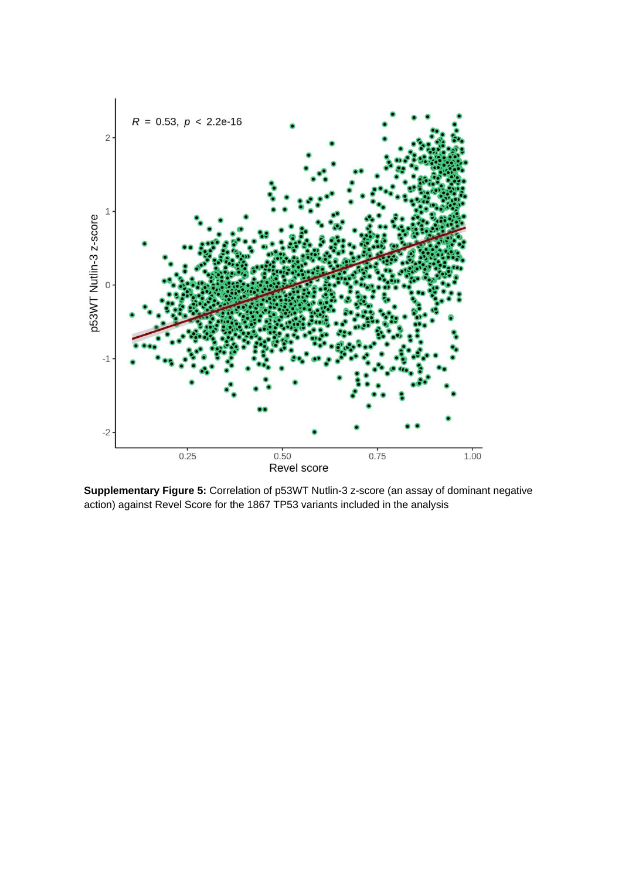$R$ = 0.53, $p$ < 2.2e-16

p53WT Nutlin-3 z-score

2
1
0
-1
-2

0.25
0.50
0.75
1.00

Revel score

**Supplementary Figure 5:** Correlation of p53WT Nutlin-3 z-score (an assay of dominant negative action) against Revel Score for the 1867 TP53 variants included in the analysis